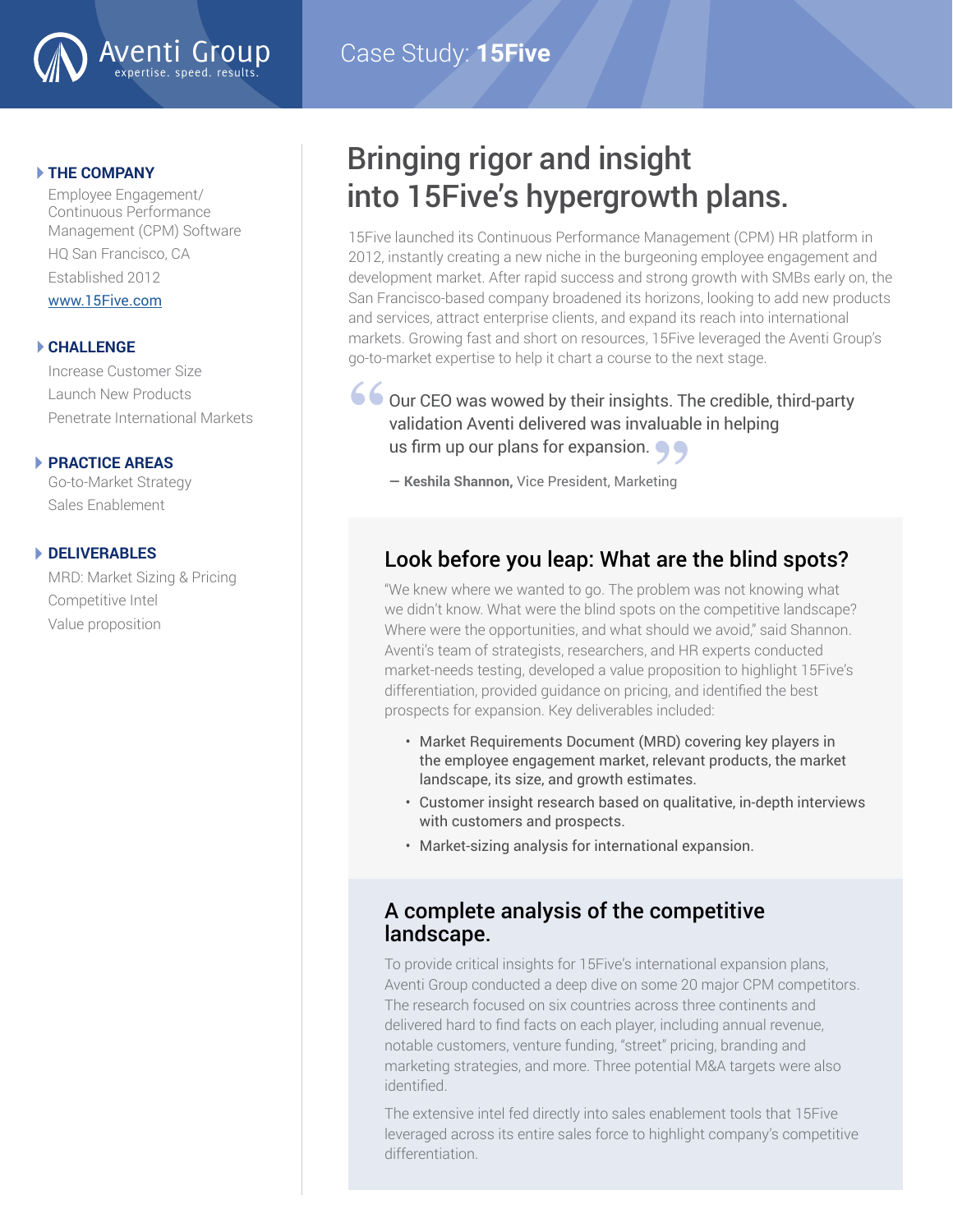Aventi Group
expertise. speed. results.

Case Study: **15Five**

### THE COMPANY

Employee Engagement/ Continuous Performance Management (CPM) Software

HQ San Francisco, CA

Established 2012

www.15Five.com

### CHALLENGE

Increase Customer Size

Launch New Products

Penetrate International Markets

### PRACTICE AREAS

Go-to-Market Strategy

Sales Enablement

### DELIVERABLES

MRD: Market Sizing & Pricing

Competitive Intel

Value proposition

# Bringing rigor and insight into 15Five's hypergrowth plans.

15Five launched its Continuous Performance Management (CPM) HR platform in 2012, instantly creating a new niche in the burgeoning employee engagement and development market. After rapid success and strong growth with SMBs early on, the San Francisco-based company broadened its horizons, looking to add new products and services, attract enterprise clients, and expand its reach into international markets. Growing fast and short on resources, 15Five leveraged the Aventi Group's go-to-market expertise to help it chart a course to the next stage.

> "Our CEO was wowed by their insights. The credible, third-party validation Aventi delivered was invaluable in helping us firm up our plans for expansion."
>
> — **Keshila Shannon,** Vice President, Marketing

## Look before you leap: What are the blind spots?

"We knew where we wanted to go. The problem was not knowing what we didn't know. What were the blind spots on the competitive landscape? Where were the opportunities, and what should we avoid," said Shannon. Aventi's team of strategists, researchers, and HR experts conducted market-needs testing, developed a value proposition to highlight 15Five's differentiation, provided guidance on pricing, and identified the best prospects for expansion. Key deliverables included:

- Market Requirements Document (MRD) covering key players in the employee engagement market, relevant products, the market landscape, its size, and growth estimates.
- Customer insight research based on qualitative, in-depth interviews with customers and prospects.
- Market-sizing analysis for international expansion.

## A complete analysis of the competitive landscape.

To provide critical insights for 15Five's international expansion plans, Aventi Group conducted a deep dive on some 20 major CPM competitors. The research focused on six countries across three continents and delivered hard to find facts on each player, including annual revenue, notable customers, venture funding, "street" pricing, branding and marketing strategies, and more. Three potential M&A targets were also identified.

The extensive intel fed directly into sales enablement tools that 15Five leveraged across its entire sales force to highlight company's competitive differentiation.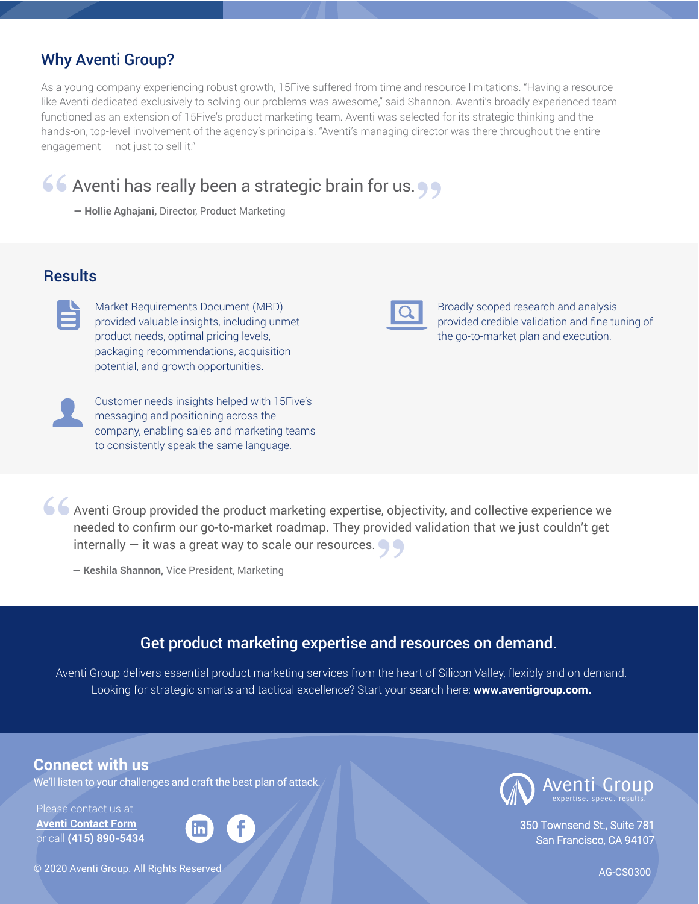## Why Aventi Group?

As a young company experiencing robust growth, 15Five suffered from time and resource limitations. "Having a resource like Aventi dedicated exclusively to solving our problems was awesome," said Shannon. Aventi's broadly experienced team functioned as an extension of 15Five's product marketing team. Aventi was selected for its strategic thinking and the hands-on, top-level involvement of the agency's principals. "Aventi's managing director was there throughout the entire engagement — not just to sell it."

> "Aventi has really been a strategic brain for us."
>
> — **Hollie Aghajani,** Director, Product Marketing

## Results

- Market Requirements Document (MRD) provided valuable insights, including unmet product needs, optimal pricing levels, packaging recommendations, acquisition potential, and growth opportunities.
- Customer needs insights helped with 15Five's messaging and positioning across the company, enabling sales and marketing teams to consistently speak the same language.
- Broadly scoped research and analysis provided credible validation and fine tuning of the go-to-market plan and execution.

> "Aventi Group provided the product marketing expertise, objectivity, and collective experience we needed to confirm our go-to-market roadmap. They provided validation that we just couldn't get internally — it was a great way to scale our resources."
>
> — **Keshila Shannon,** Vice President, Marketing

## Get product marketing expertise and resources on demand.

Aventi Group delivers essential product marketing services from the heart of Silicon Valley, flexibly and on demand. Looking for strategic smarts and tactical excellence? Start your search here: **www.aventigroup.com.**

## Connect with us

We'll listen to your challenges and craft the best plan of attack.

Please contact us at
**Aventi Contact Form**
or call **(415) 890-5434**

Aventi Group
expertise. speed. results.

350 Townsend St., Suite 781
San Francisco, CA 94107

© 2020 Aventi Group. All Rights Reserved

AG-CS0300